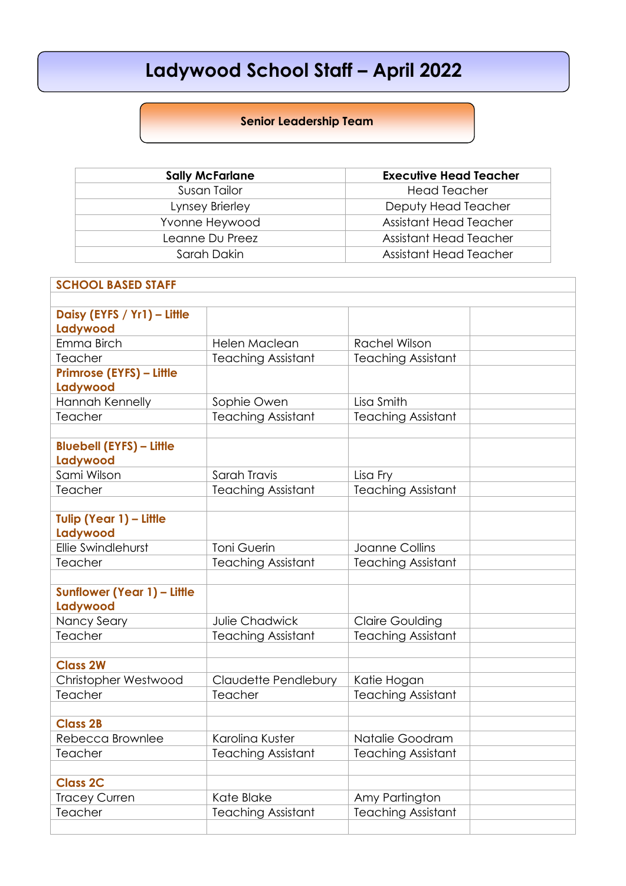# Ladywood School Staff – April 2022

## Senior Leadership Team

| Sally McFarlane | Executive Head Teacher |
|---|---|
| Susan Tailor | Head Teacher |
| Lynsey Brierley | Deputy Head Teacher |
| Yvonne Heywood | Assistant Head Teacher |
| Leanne Du Preez | Assistant Head Teacher |
| Sarah Dakin | Assistant Head Teacher |

## SCHOOL BASED STAFF

| | | | |
|---|---|---|---|
| **Daisy (EYFS / Yr1) – Little Ladywood** | | | |
| Emma Birch | Helen Maclean | Rachel Wilson | |
| Teacher | Teaching Assistant | Teaching Assistant | |
| **Primrose (EYFS) – Little Ladywood** | | | |
| Hannah Kennelly | Sophie Owen | Lisa Smith | |
| Teacher | Teaching Assistant | Teaching Assistant | |
| | | | |
| **Bluebell (EYFS) – Little Ladywood** | | | |
| Sami Wilson | Sarah Travis | Lisa Fry | |
| Teacher | Teaching Assistant | Teaching Assistant | |
| | | | |
| **Tulip (Year 1) – Little Ladywood** | | | |
| Ellie Swindlehurst | Toni Guerin | Joanne Collins | |
| Teacher | Teaching Assistant | Teaching Assistant | |
| | | | |
| **Sunflower (Year 1) – Little Ladywood** | | | |
| Nancy Seary | Julie Chadwick | Claire Goulding | |
| Teacher | Teaching Assistant | Teaching Assistant | |
| | | | |
| **Class 2W** | | | |
| Christopher Westwood | Claudette Pendlebury | Katie Hogan | |
| Teacher | Teacher | Teaching Assistant | |
| | | | |
| **Class 2B** | | | |
| Rebecca Brownlee | Karolina Kuster | Natalie Goodram | |
| Teacher | Teaching Assistant | Teaching Assistant | |
| | | | |
| **Class 2C** | | | |
| Tracey Curren | Kate Blake | Amy Partington | |
| Teacher | Teaching Assistant | Teaching Assistant | |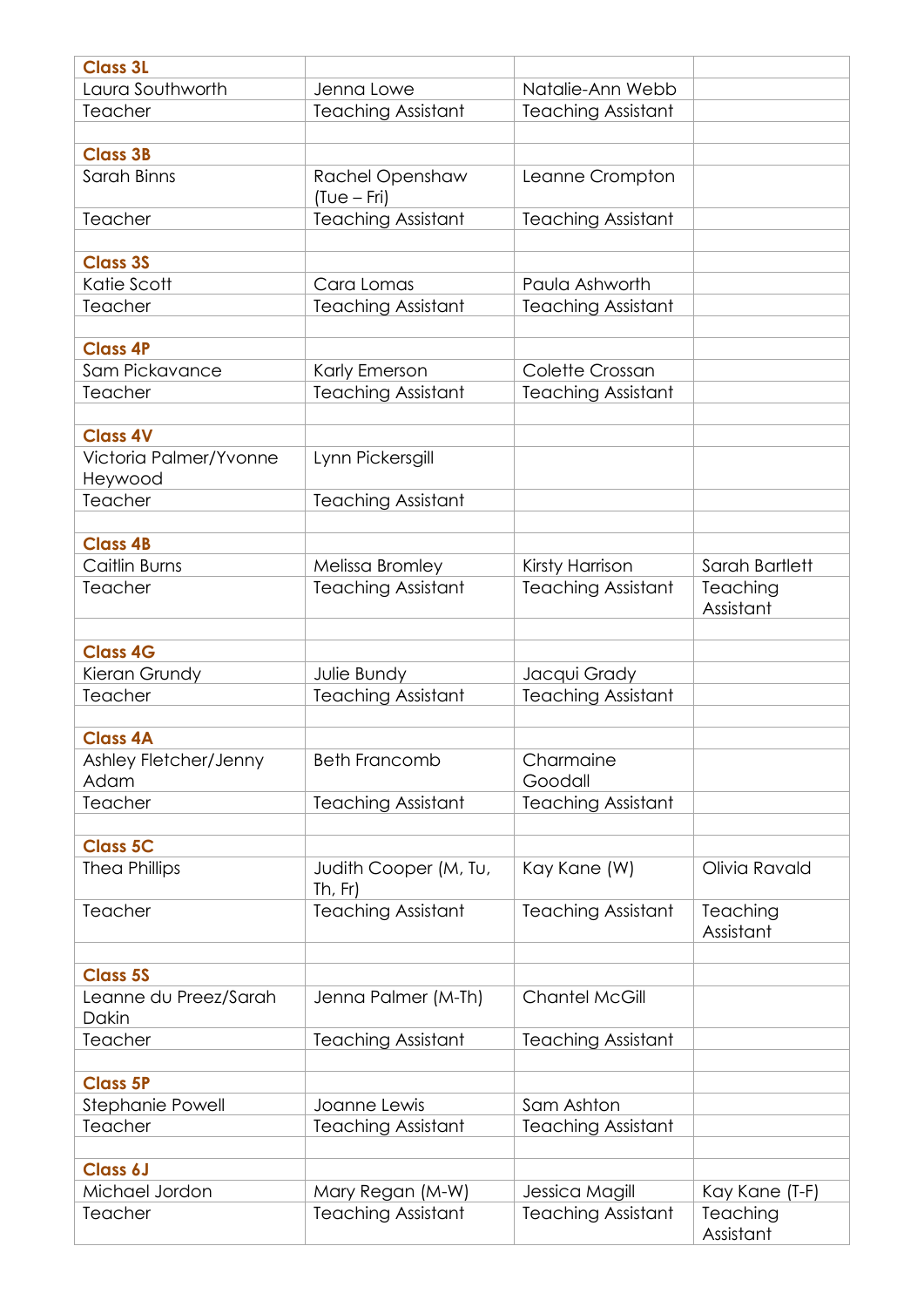| Class 3L | | | |
|---|---|---|---|
| Laura Southworth | Jenna Lowe | Natalie-Ann Webb | |
| Teacher | Teaching Assistant | Teaching Assistant | |
| | | | |
| **Class 3B** | | | |
| Sarah Binns | Rachel Openshaw (Tue – Fri) | Leanne Crompton | |
| Teacher | Teaching Assistant | Teaching Assistant | |
| | | | |
| **Class 3S** | | | |
| Katie Scott | Cara Lomas | Paula Ashworth | |
| Teacher | Teaching Assistant | Teaching Assistant | |
| | | | |
| **Class 4P** | | | |
| Sam Pickavance | Karly Emerson | Colette Crossan | |
| Teacher | Teaching Assistant | Teaching Assistant | |
| | | | |
| **Class 4V** | | | |
| Victoria Palmer/Yvonne Heywood | Lynn Pickersgill | | |
| Teacher | Teaching Assistant | | |
| | | | |
| **Class 4B** | | | |
| Caitlin Burns | Melissa Bromley | Kirsty Harrison | Sarah Bartlett |
| Teacher | Teaching Assistant | Teaching Assistant | Teaching Assistant |
| | | | |
| **Class 4G** | | | |
| Kieran Grundy | Julie Bundy | Jacqui Grady | |
| Teacher | Teaching Assistant | Teaching Assistant | |
| | | | |
| **Class 4A** | | | |
| Ashley Fletcher/Jenny Adam | Beth Francomb | Charmaine Goodall | |
| Teacher | Teaching Assistant | Teaching Assistant | |
| | | | |
| **Class 5C** | | | |
| Thea Phillips | Judith Cooper (M, Tu, Th, Fr) | Kay Kane (W) | Olivia Ravald |
| Teacher | Teaching Assistant | Teaching Assistant | Teaching Assistant |
| | | | |
| **Class 5S** | | | |
| Leanne du Preez/Sarah Dakin | Jenna Palmer (M-Th) | Chantel McGill | |
| Teacher | Teaching Assistant | Teaching Assistant | |
| | | | |
| **Class 5P** | | | |
| Stephanie Powell | Joanne Lewis | Sam Ashton | |
| Teacher | Teaching Assistant | Teaching Assistant | |
| | | | |
| **Class 6J** | | | |
| Michael Jordon | Mary Regan (M-W) | Jessica Magill | Kay Kane (T-F) |
| Teacher | Teaching Assistant | Teaching Assistant | Teaching Assistant |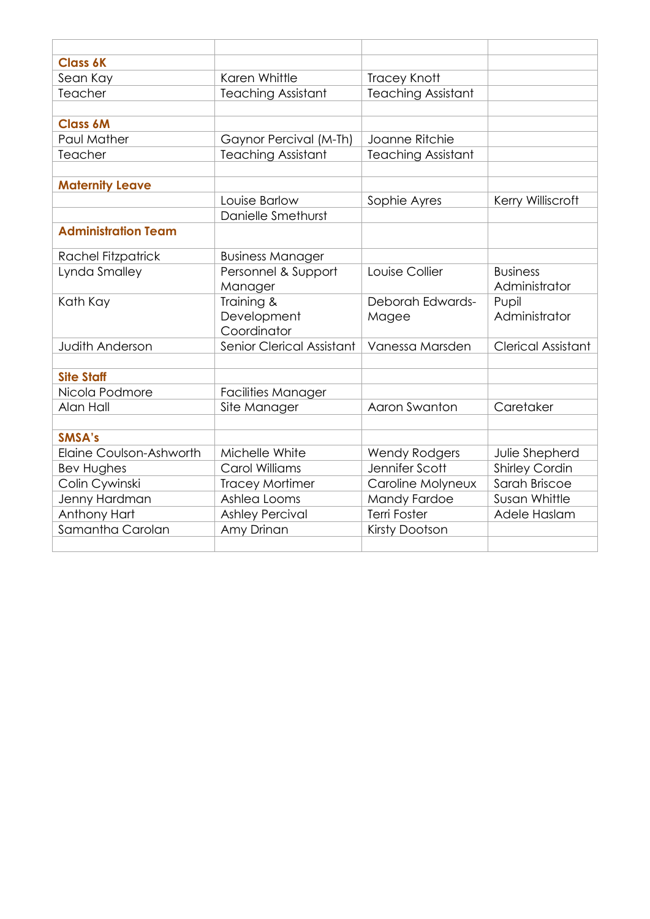| | | | |
|---|---|---|---|
| **Class 6K** | | | |
| Sean Kay | Karen Whittle | Tracey Knott | |
| Teacher | Teaching Assistant | Teaching Assistant | |
| | | | |
| **Class 6M** | | | |
| Paul Mather | Gaynor Percival (M-Th) | Joanne Ritchie | |
| Teacher | Teaching Assistant | Teaching Assistant | |
| | | | |
| **Maternity Leave** | | | |
| | Louise Barlow | Sophie Ayres | Kerry Williscroft |
| | Danielle Smethurst | | |
| **Administration Team** | | | |
| Rachel Fitzpatrick | Business Manager | | |
| Lynda Smalley | Personnel & Support Manager | Louise Collier | Business Administrator |
| Kath Kay | Training & Development Coordinator | Deborah Edwards-Magee | Pupil Administrator |
| Judith Anderson | Senior Clerical Assistant | Vanessa Marsden | Clerical Assistant |
| | | | |
| **Site Staff** | | | |
| Nicola Podmore | Facilities Manager | | |
| Alan Hall | Site Manager | Aaron Swanton | Caretaker |
| | | | |
| **SMSA's** | | | |
| Elaine Coulson-Ashworth | Michelle White | Wendy Rodgers | Julie Shepherd |
| Bev Hughes | Carol Williams | Jennifer Scott | Shirley Cordin |
| Colin Cywinski | Tracey Mortimer | Caroline Molyneux | Sarah Briscoe |
| Jenny Hardman | Ashlea Looms | Mandy Fardoe | Susan Whittle |
| Anthony Hart | Ashley Percival | Terri Foster | Adele Haslam |
| Samantha Carolan | Amy Drinan | Kirsty Dootson | |